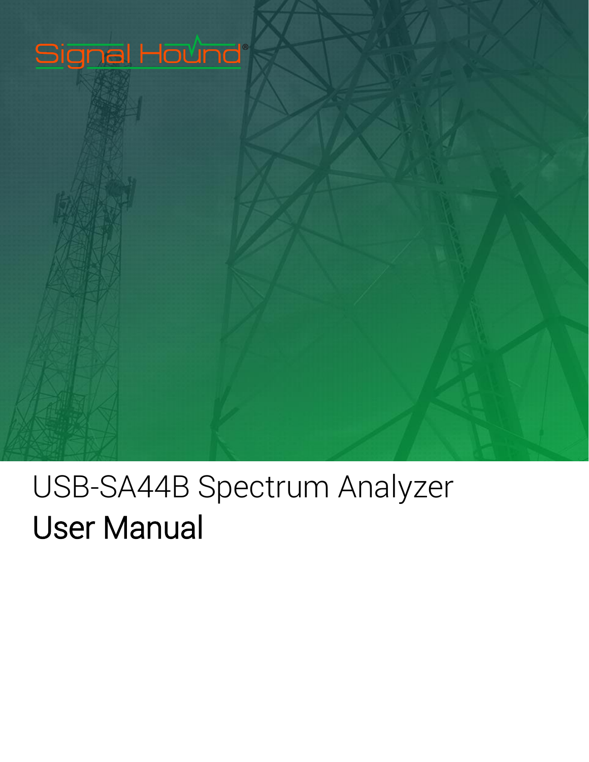Signal Hound®

# USB-SA44B Spectrum Analyzer

## User Manual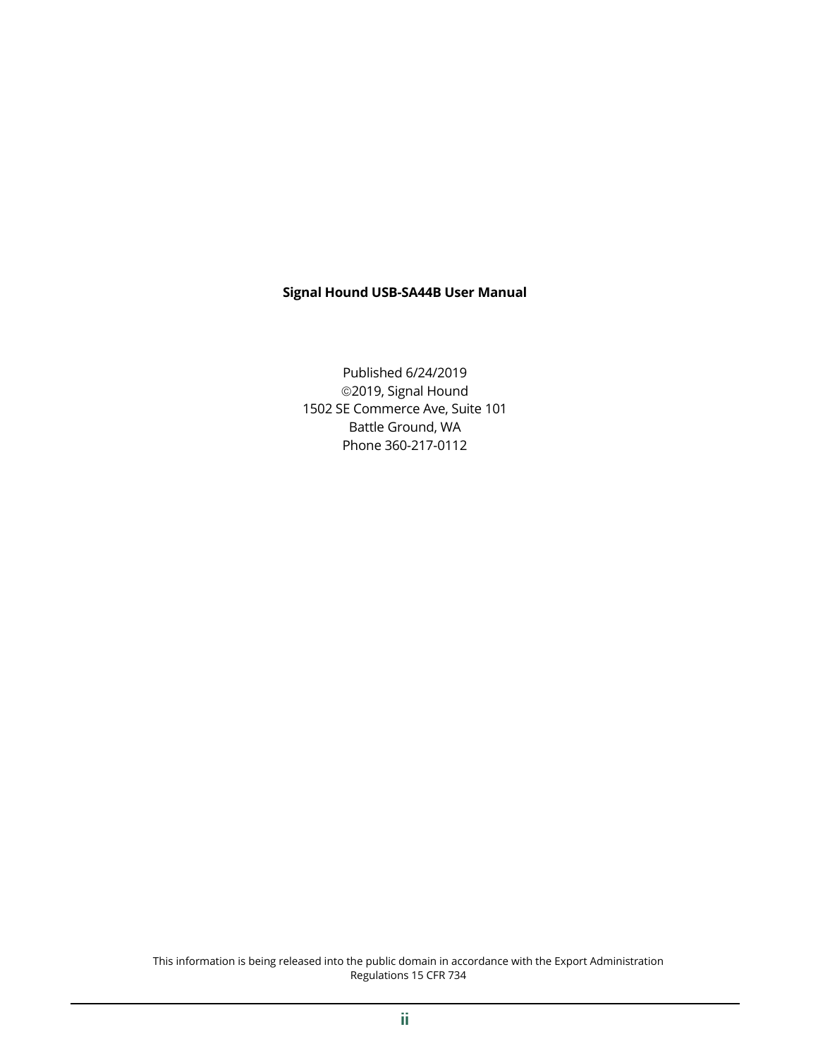**Signal Hound USB-SA44B User Manual**

Published 6/24/2019
©2019, Signal Hound
1502 SE Commerce Ave, Suite 101
Battle Ground, WA
Phone 360-217-0112

This information is being released into the public domain in accordance with the Export Administration Regulations 15 CFR 734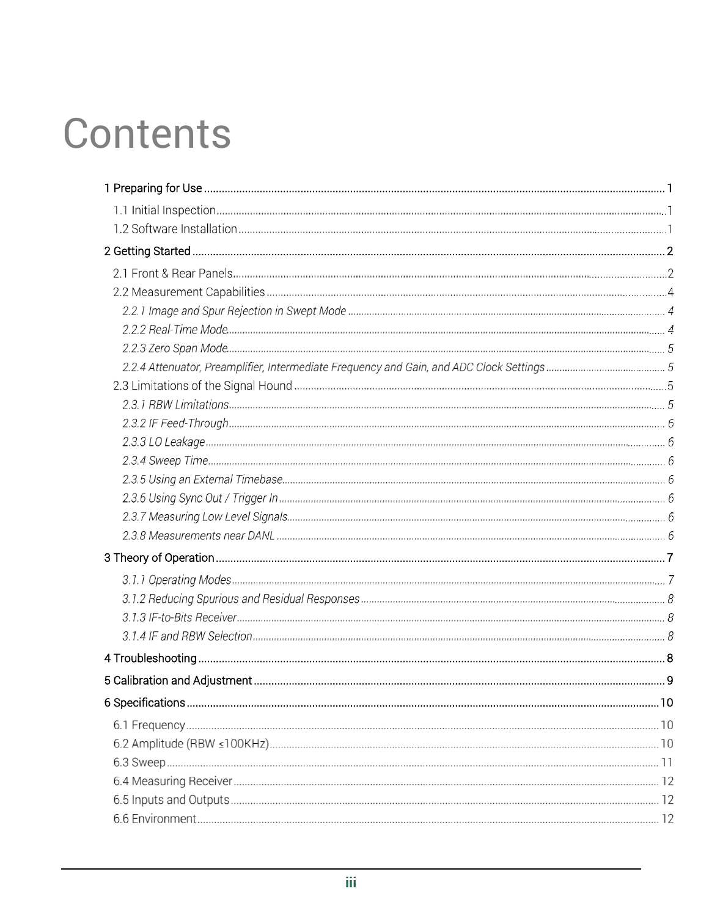# Contents

1 Preparing for Use ........................................................ 1

- 1.1 Initial Inspection ........................................................ 1
- 1.2 Software Installation ........................................................ 1

2 Getting Started ........................................................ 2

- 2.1 Front & Rear Panels ........................................................ 2
- 2.2 Measurement Capabilities ........................................................ 4
  - *2.2.1 Image and Spur Rejection in Swept Mode ........................................................ 4*
  - *2.2.2 Real-Time Mode ........................................................ 4*
  - *2.2.3 Zero Span Mode ........................................................ 5*
  - *2.2.4 Attenuator, Preamplifier, Intermediate Frequency and Gain, and ADC Clock Settings ........................................................ 5*
- 2.3 Limitations of the Signal Hound ........................................................ 5
  - *2.3.1 RBW Limitations ........................................................ 5*
  - *2.3.2 IF Feed-Through ........................................................ 6*
  - *2.3.3 LO Leakage ........................................................ 6*
  - *2.3.4 Sweep Time ........................................................ 6*
  - *2.3.5 Using an External Timebase ........................................................ 6*
  - *2.3.6 Using Sync Out / Trigger In ........................................................ 6*
  - *2.3.7 Measuring Low Level Signals ........................................................ 6*
  - *2.3.8 Measurements near DANL ........................................................ 6*

3 Theory of Operation ........................................................ 7

- *3.1.1 Operating Modes ........................................................ 7*
- *3.1.2 Reducing Spurious and Residual Responses ........................................................ 8*
- *3.1.3 IF-to-Bits Receiver ........................................................ 8*
- *3.1.4 IF and RBW Selection ........................................................ 8*

4 Troubleshooting ........................................................ 8

5 Calibration and Adjustment ........................................................ 9

6 Specifications ........................................................ 10

- 6.1 Frequency ........................................................ 10
- 6.2 Amplitude (RBW ≤100KHz) ........................................................ 10
- 6.3 Sweep ........................................................ 11
- 6.4 Measuring Receiver ........................................................ 12
- 6.5 Inputs and Outputs ........................................................ 12
- 6.6 Environment ........................................................ 12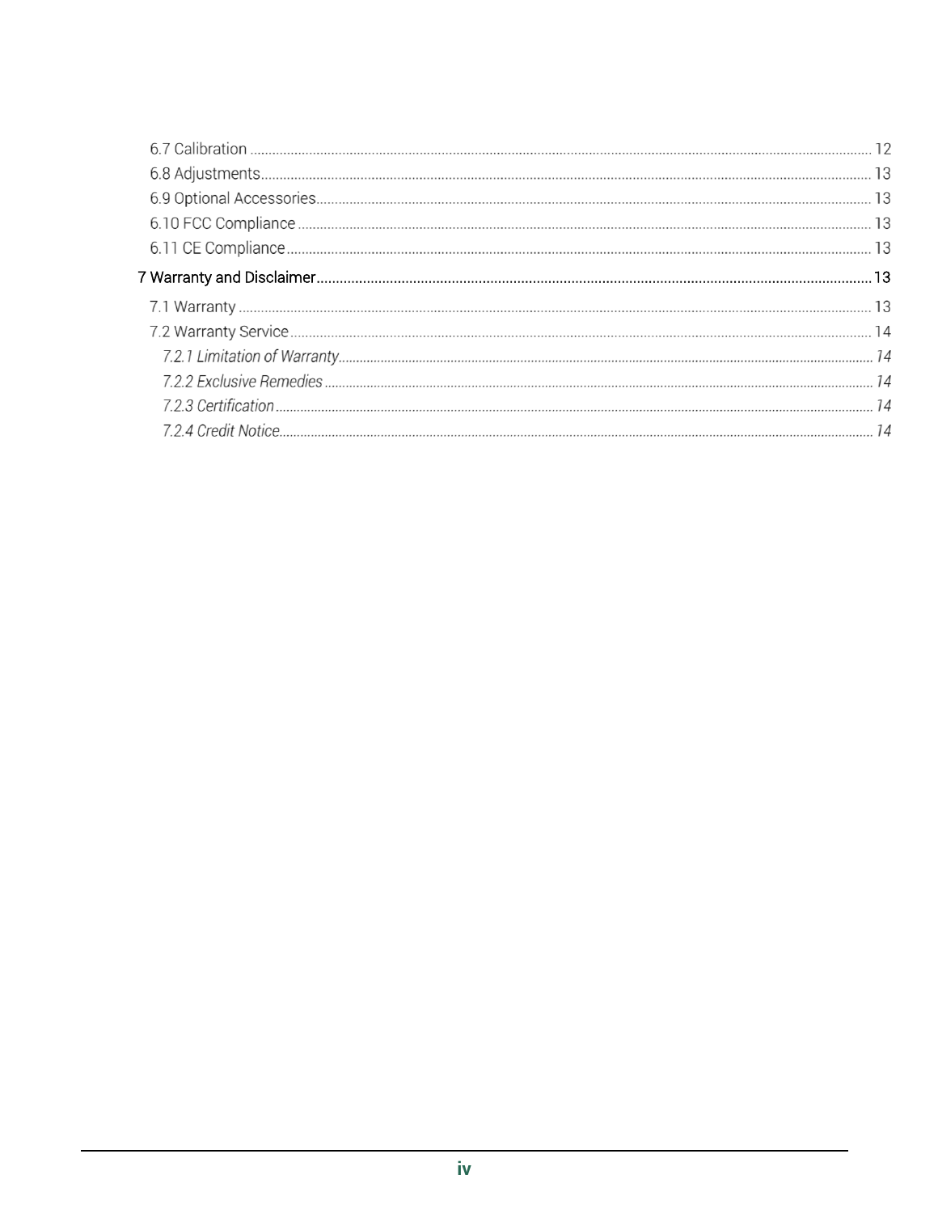6.7 Calibration ........................................................................................................................................................ 12

6.8 Adjustments....................................................................................................................................................... 13

6.9 Optional Accessories........................................................................................................................................ 13

6.10 FCC Compliance .............................................................................................................................................. 13

6.11 CE Compliance ................................................................................................................................................. 13

7 Warranty and Disclaimer.................................................................................................................................... 13

7.1 Warranty ............................................................................................................................................................ 13

7.2 Warranty Service ............................................................................................................................................... 14

*7.2.1 Limitation of Warranty.................................................................................................................................... 14*

*7.2.2 Exclusive Remedies ........................................................................................................................................ 14*

*7.2.3 Certification ................................................................................................................................................... 14*

*7.2.4 Credit Notice................................................................................................................................................... 14*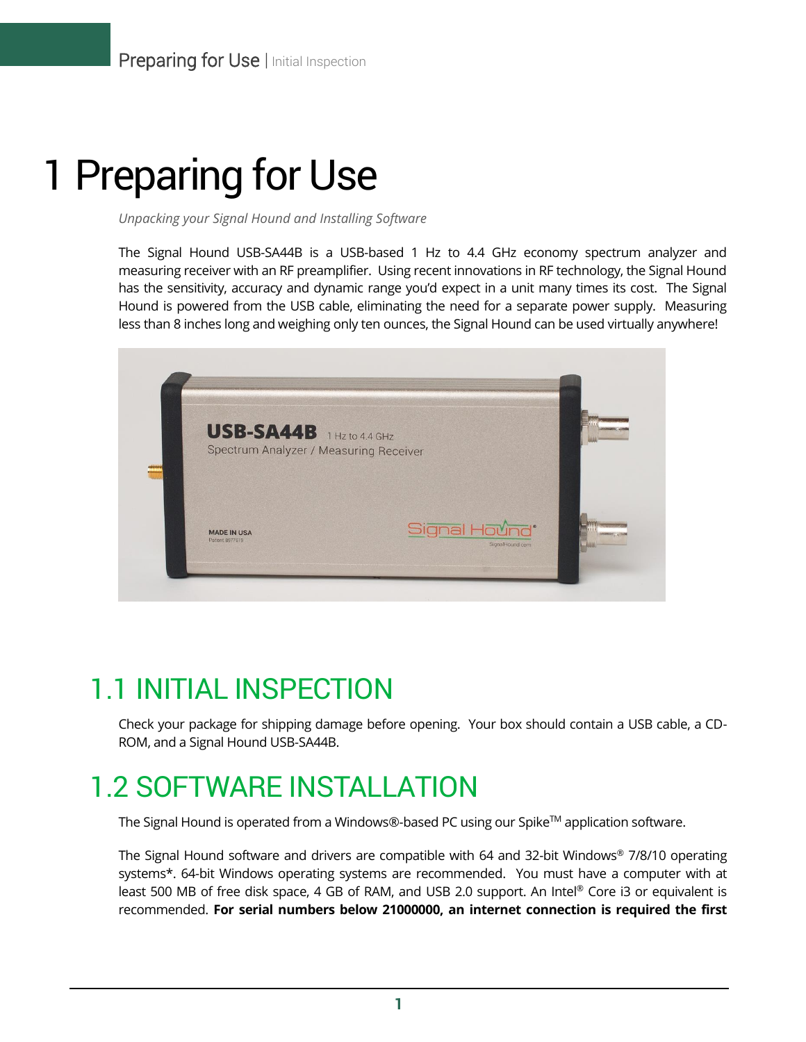# 1 Preparing for Use

*Unpacking your Signal Hound and Installing Software*

The Signal Hound USB-SA44B is a USB-based 1 Hz to 4.4 GHz economy spectrum analyzer and measuring receiver with an RF preamplifier. Using recent innovations in RF technology, the Signal Hound has the sensitivity, accuracy and dynamic range you'd expect in a unit many times its cost. The Signal Hound is powered from the USB cable, eliminating the need for a separate power supply. Measuring less than 8 inches long and weighing only ten ounces, the Signal Hound can be used virtually anywhere!

## 1.1 INITIAL INSPECTION

Check your package for shipping damage before opening. Your box should contain a USB cable, a CD-ROM, and a Signal Hound USB-SA44B.

## 1.2 SOFTWARE INSTALLATION

The Signal Hound is operated from a Windows®-based PC using our Spike™ application software.

The Signal Hound software and drivers are compatible with 64 and 32-bit Windows® 7/8/10 operating systems*. 64-bit Windows operating systems are recommended. You must have a computer with at least 500 MB of free disk space, 4 GB of RAM, and USB 2.0 support. An Intel® Core i3 or equivalent is recommended. **For serial numbers below 21000000, an internet connection is required the first**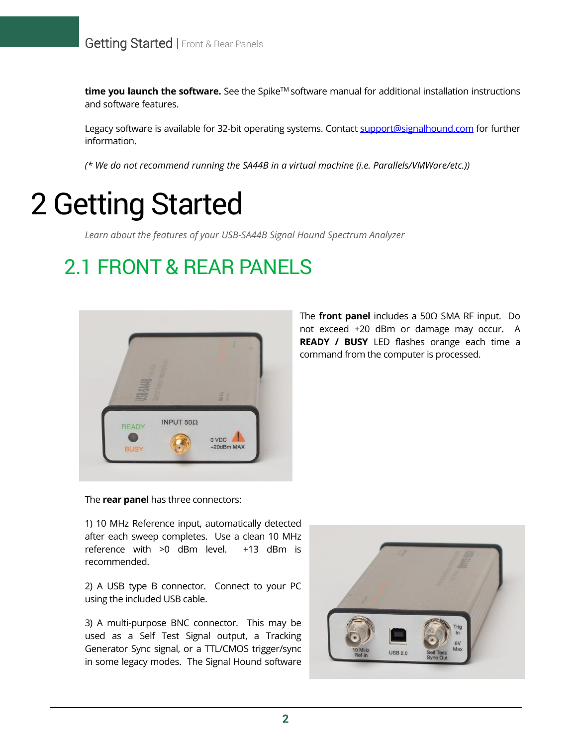**time you launch the software.** See the Spike™ software manual for additional installation instructions and software features.

Legacy software is available for 32-bit operating systems. Contact support@signalhound.com for further information.

*(* We do not recommend running the SA44B in a virtual machine (i.e. Parallels/VMWare/etc.))*

# 2 Getting Started

*Learn about the features of your USB-SA44B Signal Hound Spectrum Analyzer*

## 2.1 FRONT & REAR PANELS

The **front panel** includes a 50Ω SMA RF input. Do not exceed +20 dBm or damage may occur. A **READY / BUSY** LED flashes orange each time a command from the computer is processed.

The **rear panel** has three connectors:

1) 10 MHz Reference input, automatically detected after each sweep completes. Use a clean 10 MHz reference with >0 dBm level. +13 dBm is recommended.

2) A USB type B connector. Connect to your PC using the included USB cable.

3) A multi-purpose BNC connector. This may be used as a Self Test Signal output, a Tracking Generator Sync signal, or a TTL/CMOS trigger/sync in some legacy modes. The Signal Hound software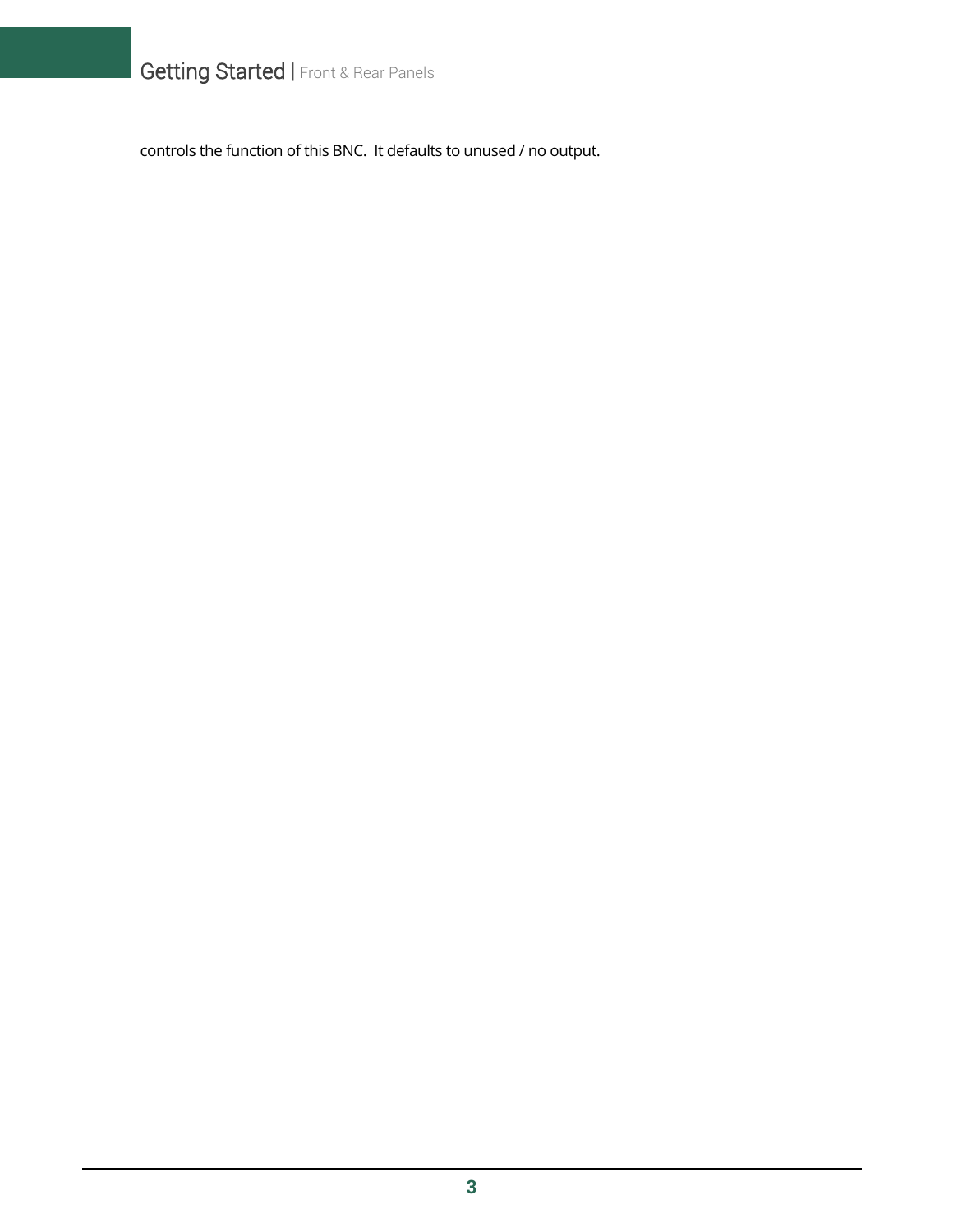controls the function of this BNC.  It defaults to unused / no output.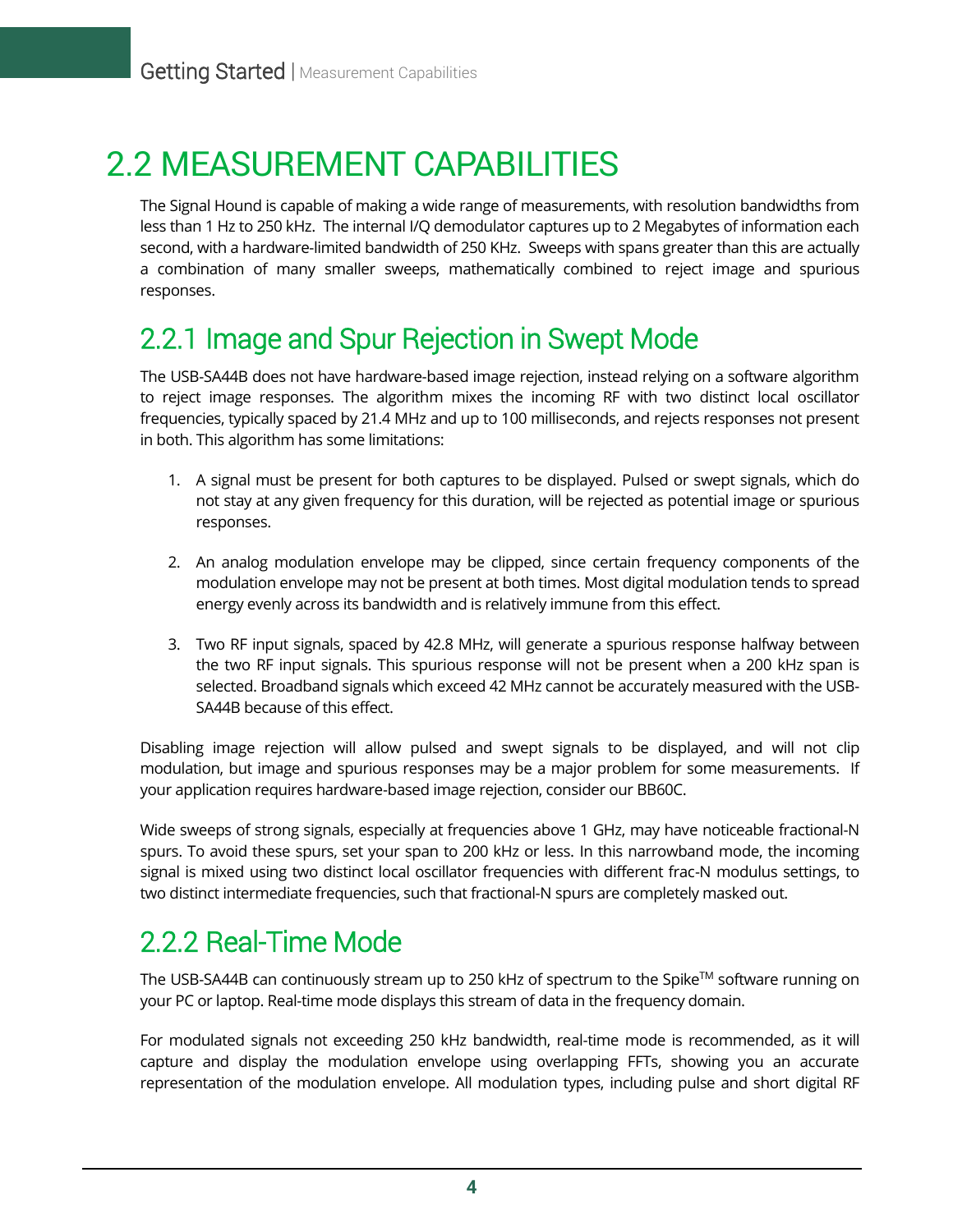# 2.2 MEASUREMENT CAPABILITIES

The Signal Hound is capable of making a wide range of measurements, with resolution bandwidths from less than 1 Hz to 250 kHz. The internal I/Q demodulator captures up to 2 Megabytes of information each second, with a hardware-limited bandwidth of 250 KHz. Sweeps with spans greater than this are actually a combination of many smaller sweeps, mathematically combined to reject image and spurious responses.

## 2.2.1 Image and Spur Rejection in Swept Mode

The USB-SA44B does not have hardware-based image rejection, instead relying on a software algorithm to reject image responses. The algorithm mixes the incoming RF with two distinct local oscillator frequencies, typically spaced by 21.4 MHz and up to 100 milliseconds, and rejects responses not present in both. This algorithm has some limitations:

1. A signal must be present for both captures to be displayed. Pulsed or swept signals, which do not stay at any given frequency for this duration, will be rejected as potential image or spurious responses.

2. An analog modulation envelope may be clipped, since certain frequency components of the modulation envelope may not be present at both times. Most digital modulation tends to spread energy evenly across its bandwidth and is relatively immune from this effect.

3. Two RF input signals, spaced by 42.8 MHz, will generate a spurious response halfway between the two RF input signals. This spurious response will not be present when a 200 kHz span is selected. Broadband signals which exceed 42 MHz cannot be accurately measured with the USB-SA44B because of this effect.

Disabling image rejection will allow pulsed and swept signals to be displayed, and will not clip modulation, but image and spurious responses may be a major problem for some measurements. If your application requires hardware-based image rejection, consider our BB60C.

Wide sweeps of strong signals, especially at frequencies above 1 GHz, may have noticeable fractional-N spurs. To avoid these spurs, set your span to 200 kHz or less. In this narrowband mode, the incoming signal is mixed using two distinct local oscillator frequencies with different frac-N modulus settings, to two distinct intermediate frequencies, such that fractional-N spurs are completely masked out.

## 2.2.2 Real-Time Mode

The USB-SA44B can continuously stream up to 250 kHz of spectrum to the Spike™ software running on your PC or laptop. Real-time mode displays this stream of data in the frequency domain.

For modulated signals not exceeding 250 kHz bandwidth, real-time mode is recommended, as it will capture and display the modulation envelope using overlapping FFTs, showing you an accurate representation of the modulation envelope. All modulation types, including pulse and short digital RF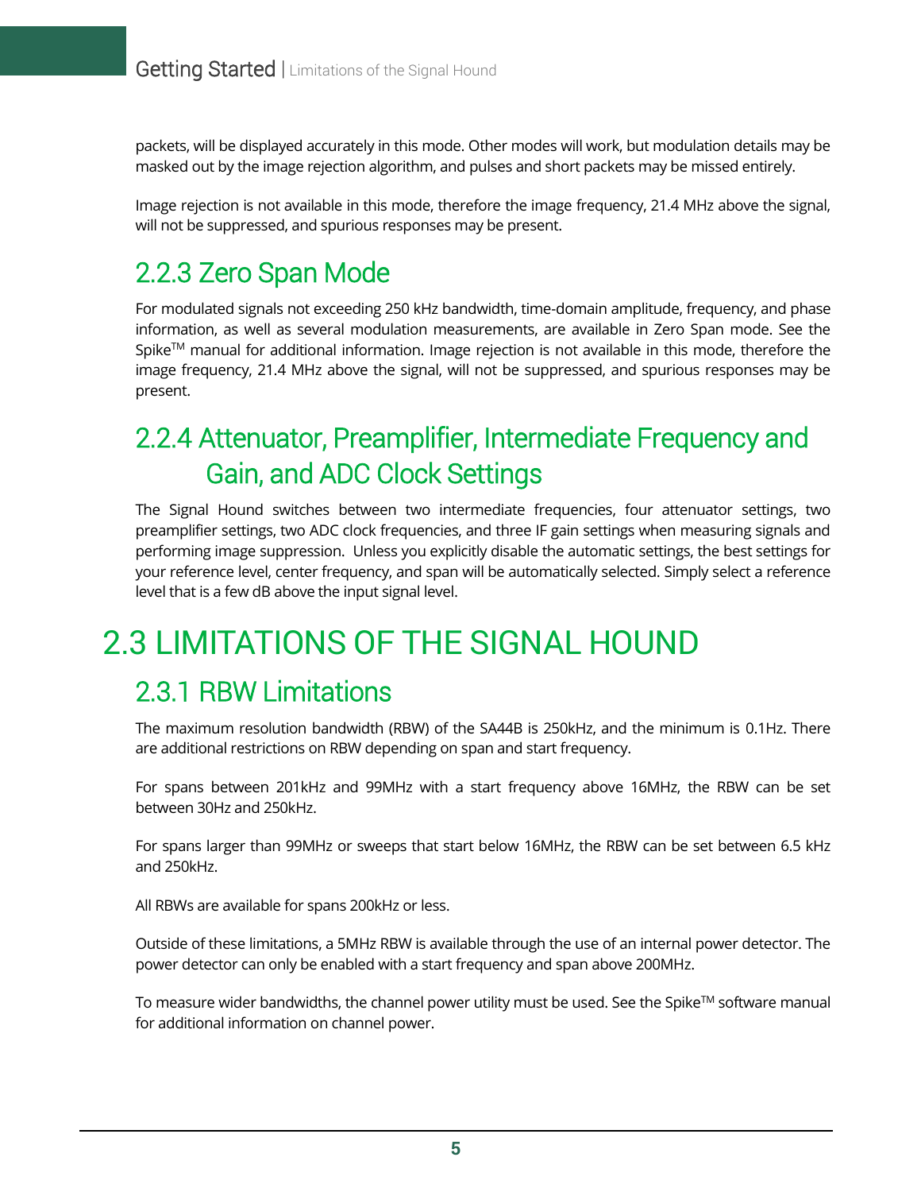packets, will be displayed accurately in this mode. Other modes will work, but modulation details may be masked out by the image rejection algorithm, and pulses and short packets may be missed entirely.

Image rejection is not available in this mode, therefore the image frequency, 21.4 MHz above the signal, will not be suppressed, and spurious responses may be present.

### 2.2.3 Zero Span Mode

For modulated signals not exceeding 250 kHz bandwidth, time-domain amplitude, frequency, and phase information, as well as several modulation measurements, are available in Zero Span mode. See the Spike™ manual for additional information. Image rejection is not available in this mode, therefore the image frequency, 21.4 MHz above the signal, will not be suppressed, and spurious responses may be present.

### 2.2.4 Attenuator, Preamplifier, Intermediate Frequency and Gain, and ADC Clock Settings

The Signal Hound switches between two intermediate frequencies, four attenuator settings, two preamplifier settings, two ADC clock frequencies, and three IF gain settings when measuring signals and performing image suppression. Unless you explicitly disable the automatic settings, the best settings for your reference level, center frequency, and span will be automatically selected. Simply select a reference level that is a few dB above the input signal level.

## 2.3 LIMITATIONS OF THE SIGNAL HOUND

### 2.3.1 RBW Limitations

The maximum resolution bandwidth (RBW) of the SA44B is 250kHz, and the minimum is 0.1Hz. There are additional restrictions on RBW depending on span and start frequency.

For spans between 201kHz and 99MHz with a start frequency above 16MHz, the RBW can be set between 30Hz and 250kHz.

For spans larger than 99MHz or sweeps that start below 16MHz, the RBW can be set between 6.5 kHz and 250kHz.

All RBWs are available for spans 200kHz or less.

Outside of these limitations, a 5MHz RBW is available through the use of an internal power detector. The power detector can only be enabled with a start frequency and span above 200MHz.

To measure wider bandwidths, the channel power utility must be used. See the Spike™ software manual for additional information on channel power.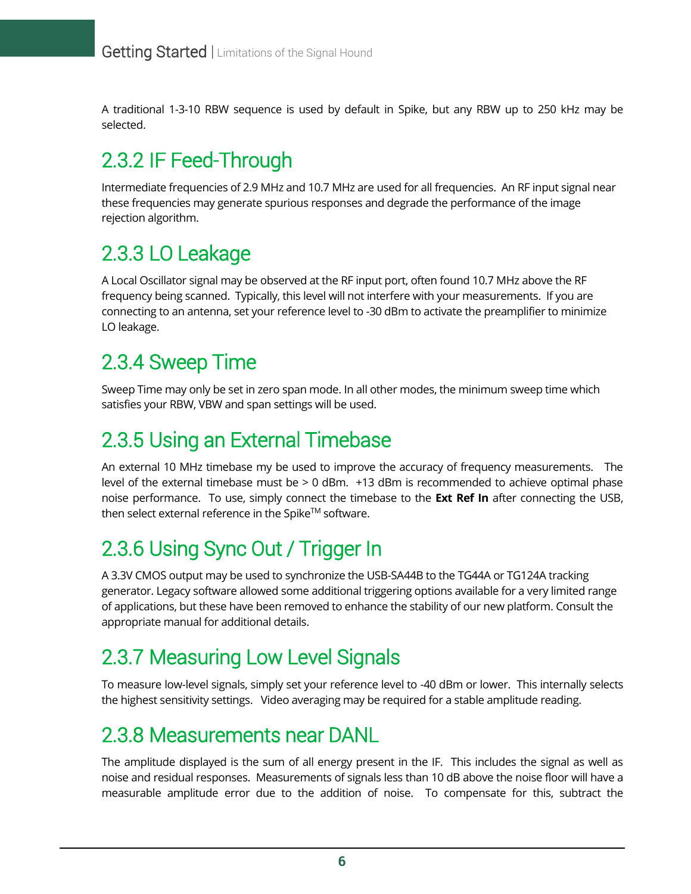A traditional 1-3-10 RBW sequence is used by default in Spike, but any RBW up to 250 kHz may be selected.

## 2.3.2 IF Feed-Through

Intermediate frequencies of 2.9 MHz and 10.7 MHz are used for all frequencies. An RF input signal near these frequencies may generate spurious responses and degrade the performance of the image rejection algorithm.

## 2.3.3 LO Leakage

A Local Oscillator signal may be observed at the RF input port, often found 10.7 MHz above the RF frequency being scanned. Typically, this level will not interfere with your measurements. If you are connecting to an antenna, set your reference level to -30 dBm to activate the preamplifier to minimize LO leakage.

## 2.3.4 Sweep Time

Sweep Time may only be set in zero span mode. In all other modes, the minimum sweep time which satisfies your RBW, VBW and span settings will be used.

## 2.3.5 Using an External Timebase

An external 10 MHz timebase my be used to improve the accuracy of frequency measurements. The level of the external timebase must be > 0 dBm. +13 dBm is recommended to achieve optimal phase noise performance. To use, simply connect the timebase to the **Ext Ref In** after connecting the USB, then select external reference in the Spike™ software.

## 2.3.6 Using Sync Out / Trigger In

A 3.3V CMOS output may be used to synchronize the USB-SA44B to the TG44A or TG124A tracking generator. Legacy software allowed some additional triggering options available for a very limited range of applications, but these have been removed to enhance the stability of our new platform. Consult the appropriate manual for additional details.

## 2.3.7 Measuring Low Level Signals

To measure low-level signals, simply set your reference level to -40 dBm or lower. This internally selects the highest sensitivity settings. Video averaging may be required for a stable amplitude reading.

## 2.3.8 Measurements near DANL

The amplitude displayed is the sum of all energy present in the IF. This includes the signal as well as noise and residual responses. Measurements of signals less than 10 dB above the noise floor will have a measurable amplitude error due to the addition of noise. To compensate for this, subtract the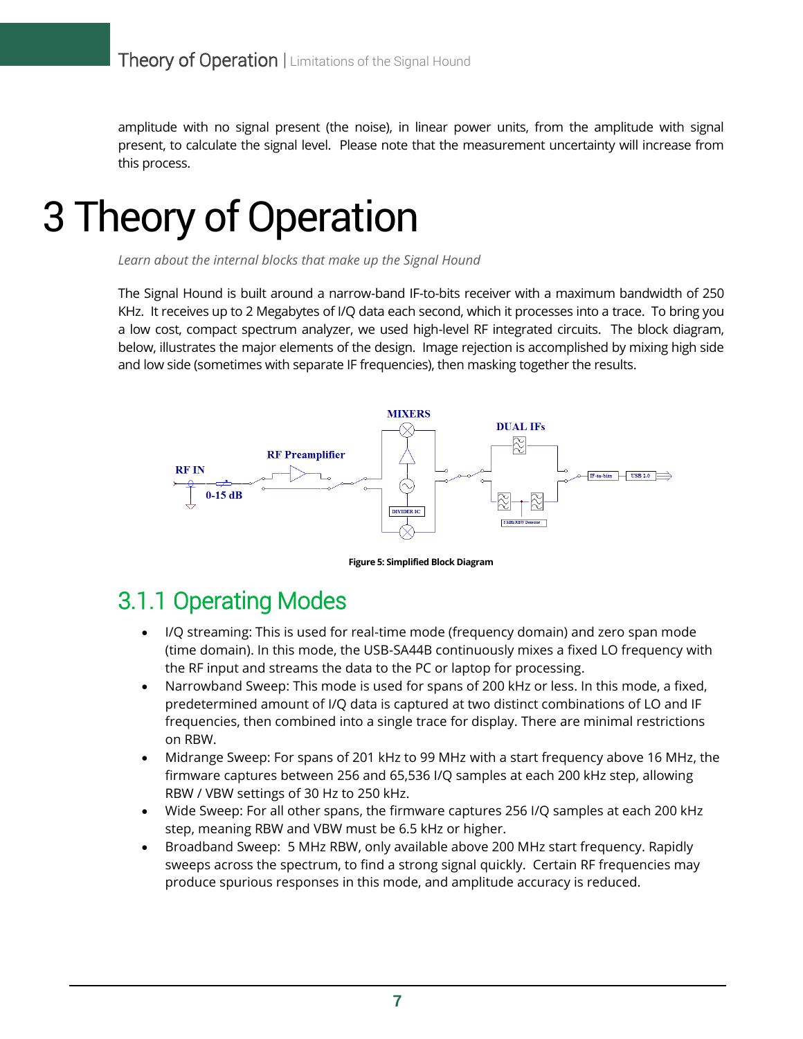amplitude with no signal present (the noise), in linear power units, from the amplitude with signal present, to calculate the signal level. Please note that the measurement uncertainty will increase from this process.

# 3 Theory of Operation

*Learn about the internal blocks that make up the Signal Hound*

The Signal Hound is built around a narrow-band IF-to-bits receiver with a maximum bandwidth of 250 KHz. It receives up to 2 Megabytes of I/Q data each second, which it processes into a trace. To bring you a low cost, compact spectrum analyzer, we used high-level RF integrated circuits. The block diagram, below, illustrates the major elements of the design. Image rejection is accomplished by mixing high side and low side (sometimes with separate IF frequencies), then masking together the results.

**Figure 5: Simplified Block Diagram**

## 3.1.1 Operating Modes

- I/Q streaming: This is used for real-time mode (frequency domain) and zero span mode (time domain). In this mode, the USB-SA44B continuously mixes a fixed LO frequency with the RF input and streams the data to the PC or laptop for processing.
- Narrowband Sweep: This mode is used for spans of 200 kHz or less. In this mode, a fixed, predetermined amount of I/Q data is captured at two distinct combinations of LO and IF frequencies, then combined into a single trace for display. There are minimal restrictions on RBW.
- Midrange Sweep: For spans of 201 kHz to 99 MHz with a start frequency above 16 MHz, the firmware captures between 256 and 65,536 I/Q samples at each 200 kHz step, allowing RBW / VBW settings of 30 Hz to 250 kHz.
- Wide Sweep: For all other spans, the firmware captures 256 I/Q samples at each 200 kHz step, meaning RBW and VBW must be 6.5 kHz or higher.
- Broadband Sweep: 5 MHz RBW, only available above 200 MHz start frequency. Rapidly sweeps across the spectrum, to find a strong signal quickly. Certain RF frequencies may produce spurious responses in this mode, and amplitude accuracy is reduced.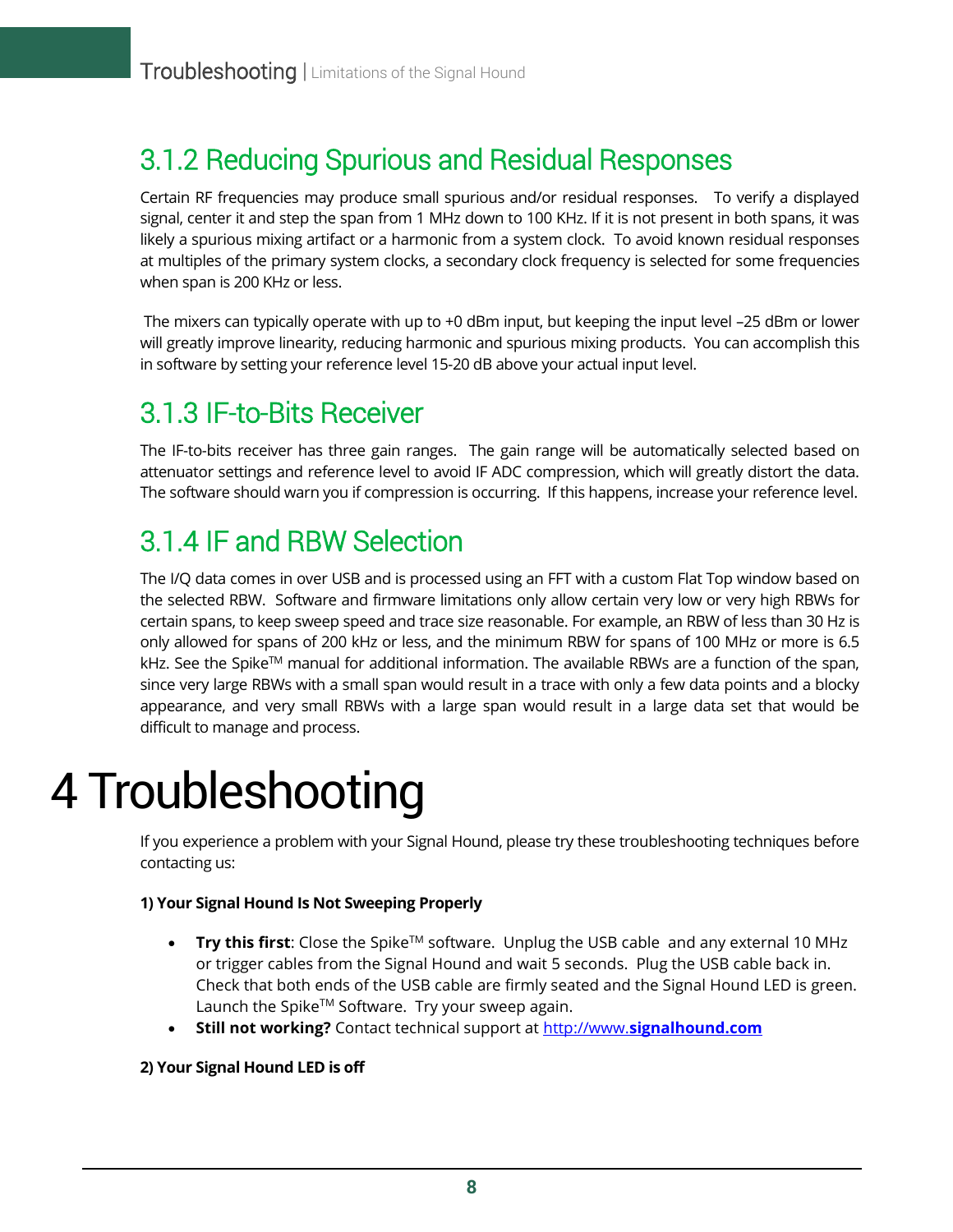### 3.1.2 Reducing Spurious and Residual Responses

Certain RF frequencies may produce small spurious and/or residual responses. To verify a displayed signal, center it and step the span from 1 MHz down to 100 KHz. If it is not present in both spans, it was likely a spurious mixing artifact or a harmonic from a system clock. To avoid known residual responses at multiples of the primary system clocks, a secondary clock frequency is selected for some frequencies when span is 200 KHz or less.

The mixers can typically operate with up to +0 dBm input, but keeping the input level –25 dBm or lower will greatly improve linearity, reducing harmonic and spurious mixing products. You can accomplish this in software by setting your reference level 15-20 dB above your actual input level.

### 3.1.3 IF-to-Bits Receiver

The IF-to-bits receiver has three gain ranges. The gain range will be automatically selected based on attenuator settings and reference level to avoid IF ADC compression, which will greatly distort the data. The software should warn you if compression is occurring. If this happens, increase your reference level.

### 3.1.4 IF and RBW Selection

The I/Q data comes in over USB and is processed using an FFT with a custom Flat Top window based on the selected RBW. Software and firmware limitations only allow certain very low or very high RBWs for certain spans, to keep sweep speed and trace size reasonable. For example, an RBW of less than 30 Hz is only allowed for spans of 200 kHz or less, and the minimum RBW for spans of 100 MHz or more is 6.5 kHz. See the Spike™ manual for additional information. The available RBWs are a function of the span, since very large RBWs with a small span would result in a trace with only a few data points and a blocky appearance, and very small RBWs with a large span would result in a large data set that would be difficult to manage and process.

# 4 Troubleshooting

If you experience a problem with your Signal Hound, please try these troubleshooting techniques before contacting us:

**1) Your Signal Hound Is Not Sweeping Properly**

- **Try this first**: Close the Spike™ software. Unplug the USB cable and any external 10 MHz or trigger cables from the Signal Hound and wait 5 seconds. Plug the USB cable back in. Check that both ends of the USB cable are firmly seated and the Signal Hound LED is green. Launch the Spike™ Software. Try your sweep again.
- **Still not working?** Contact technical support at [http://www.**signalhound.com**](http://www.signalhound.com)

**2) Your Signal Hound LED is off**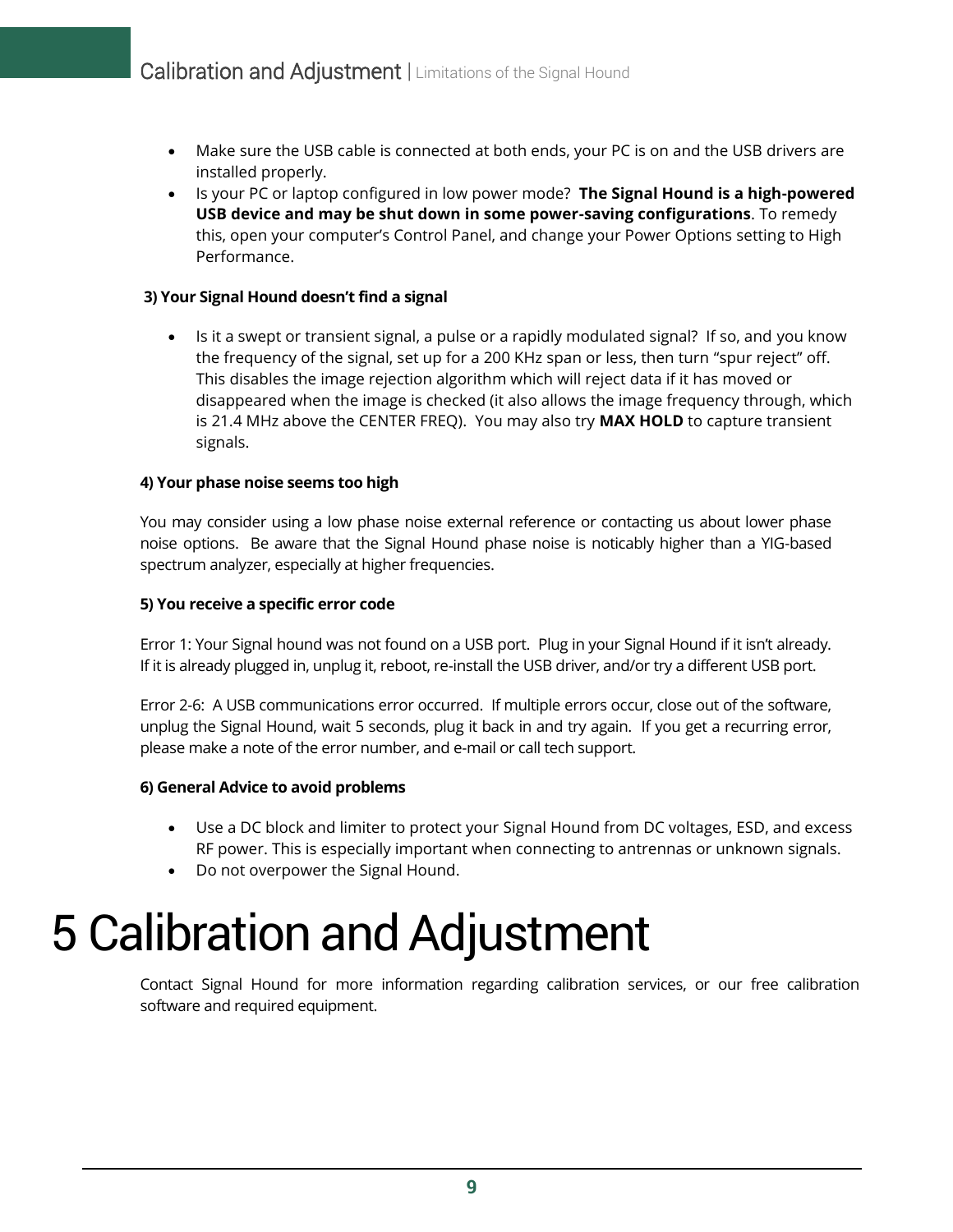- Make sure the USB cable is connected at both ends, your PC is on and the USB drivers are installed properly.
- Is your PC or laptop configured in low power mode? **The Signal Hound is a high-powered USB device and may be shut down in some power-saving configurations**. To remedy this, open your computer's Control Panel, and change your Power Options setting to High Performance.

**3) Your Signal Hound doesn't find a signal**

- Is it a swept or transient signal, a pulse or a rapidly modulated signal? If so, and you know the frequency of the signal, set up for a 200 KHz span or less, then turn "spur reject" off. This disables the image rejection algorithm which will reject data if it has moved or disappeared when the image is checked (it also allows the image frequency through, which is 21.4 MHz above the CENTER FREQ). You may also try **MAX HOLD** to capture transient signals.

**4) Your phase noise seems too high**

You may consider using a low phase noise external reference or contacting us about lower phase noise options. Be aware that the Signal Hound phase noise is noticably higher than a YIG-based spectrum analyzer, especially at higher frequencies.

**5) You receive a specific error code**

Error 1: Your Signal hound was not found on a USB port. Plug in your Signal Hound if it isn't already. If it is already plugged in, unplug it, reboot, re-install the USB driver, and/or try a different USB port.

Error 2-6: A USB communications error occurred. If multiple errors occur, close out of the software, unplug the Signal Hound, wait 5 seconds, plug it back in and try again. If you get a recurring error, please make a note of the error number, and e-mail or call tech support.

**6) General Advice to avoid problems**

- Use a DC block and limiter to protect your Signal Hound from DC voltages, ESD, and excess RF power. This is especially important when connecting to antrennas or unknown signals.
- Do not overpower the Signal Hound.

# 5 Calibration and Adjustment

Contact Signal Hound for more information regarding calibration services, or our free calibration software and required equipment.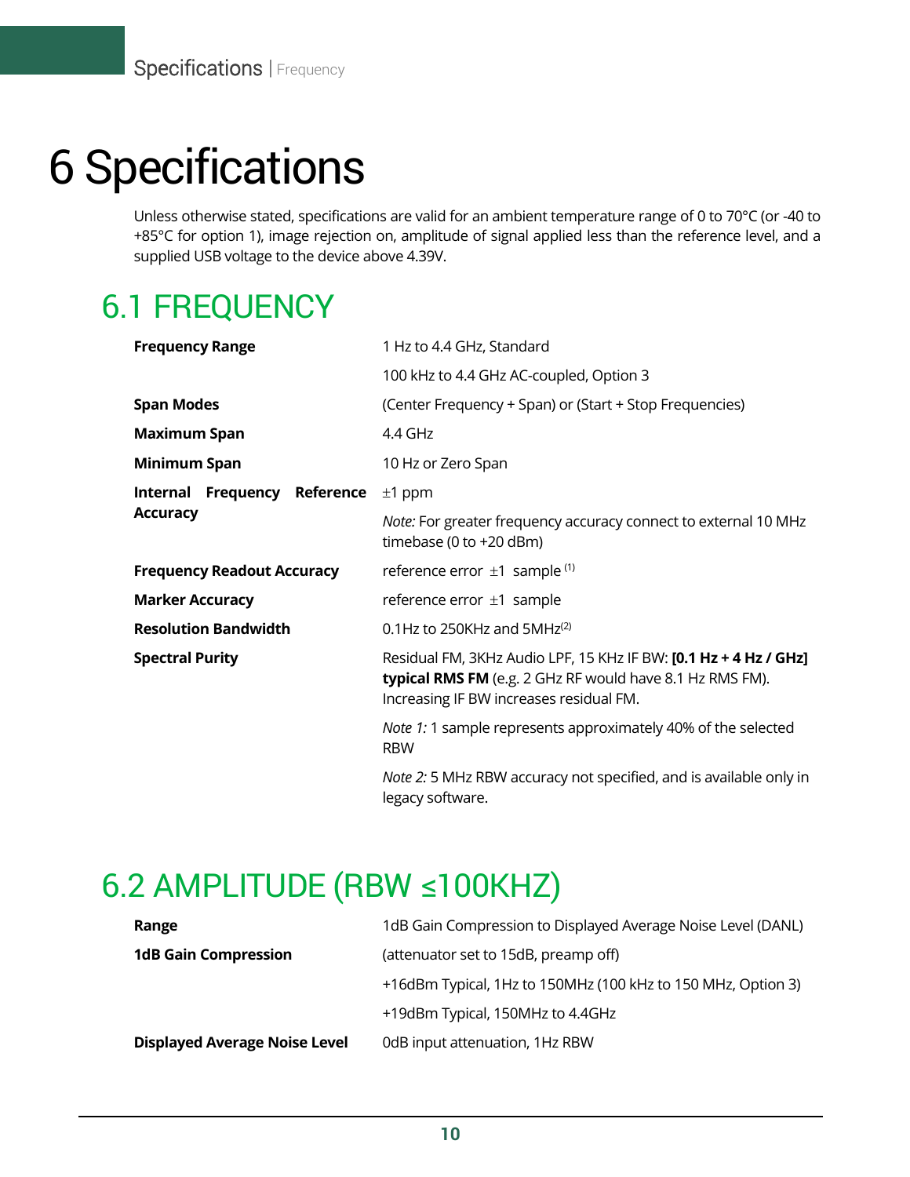# 6 Specifications

Unless otherwise stated, specifications are valid for an ambient temperature range of 0 to 70°C (or -40 to +85°C for option 1), image rejection on, amplitude of signal applied less than the reference level, and a supplied USB voltage to the device above 4.39V.

## 6.1 FREQUENCY

| | |
|---|---|
| **Frequency Range** | 1 Hz to 4.4 GHz, Standard |
| | 100 kHz to 4.4 GHz AC-coupled, Option 3 |
| **Span Modes** | (Center Frequency + Span) or (Start + Stop Frequencies) |
| **Maximum Span** | 4.4 GHz |
| **Minimum Span** | 10 Hz or Zero Span |
| **Internal Frequency Reference Accuracy** | ±1 ppm |
| | *Note:* For greater frequency accuracy connect to external 10 MHz timebase (0 to +20 dBm) |
| **Frequency Readout Accuracy** | reference error ±1 sample [(1)] |
| **Marker Accuracy** | reference error ±1 sample |
| **Resolution Bandwidth** | 0.1Hz to 250KHz and 5MHz[(2)] |
| **Spectral Purity** | Residual FM, 3KHz Audio LPF, 15 KHz IF BW: **[0.1 Hz + 4 Hz / GHz] typical RMS FM** (e.g. 2 GHz RF would have 8.1 Hz RMS FM). Increasing IF BW increases residual FM. |
| | *Note 1:* 1 sample represents approximately 40% of the selected RBW |
| | *Note 2:* 5 MHz RBW accuracy not specified, and is available only in legacy software. |

## 6.2 AMPLITUDE (RBW ≤100KHZ)

| | |
|---|---|
| **Range** | 1dB Gain Compression to Displayed Average Noise Level (DANL) |
| **1dB Gain Compression** | (attenuator set to 15dB, preamp off) |
| | +16dBm Typical, 1Hz to 150MHz (100 kHz to 150 MHz, Option 3) |
| | +19dBm Typical, 150MHz to 4.4GHz |
| **Displayed Average Noise Level** | 0dB input attenuation, 1Hz RBW |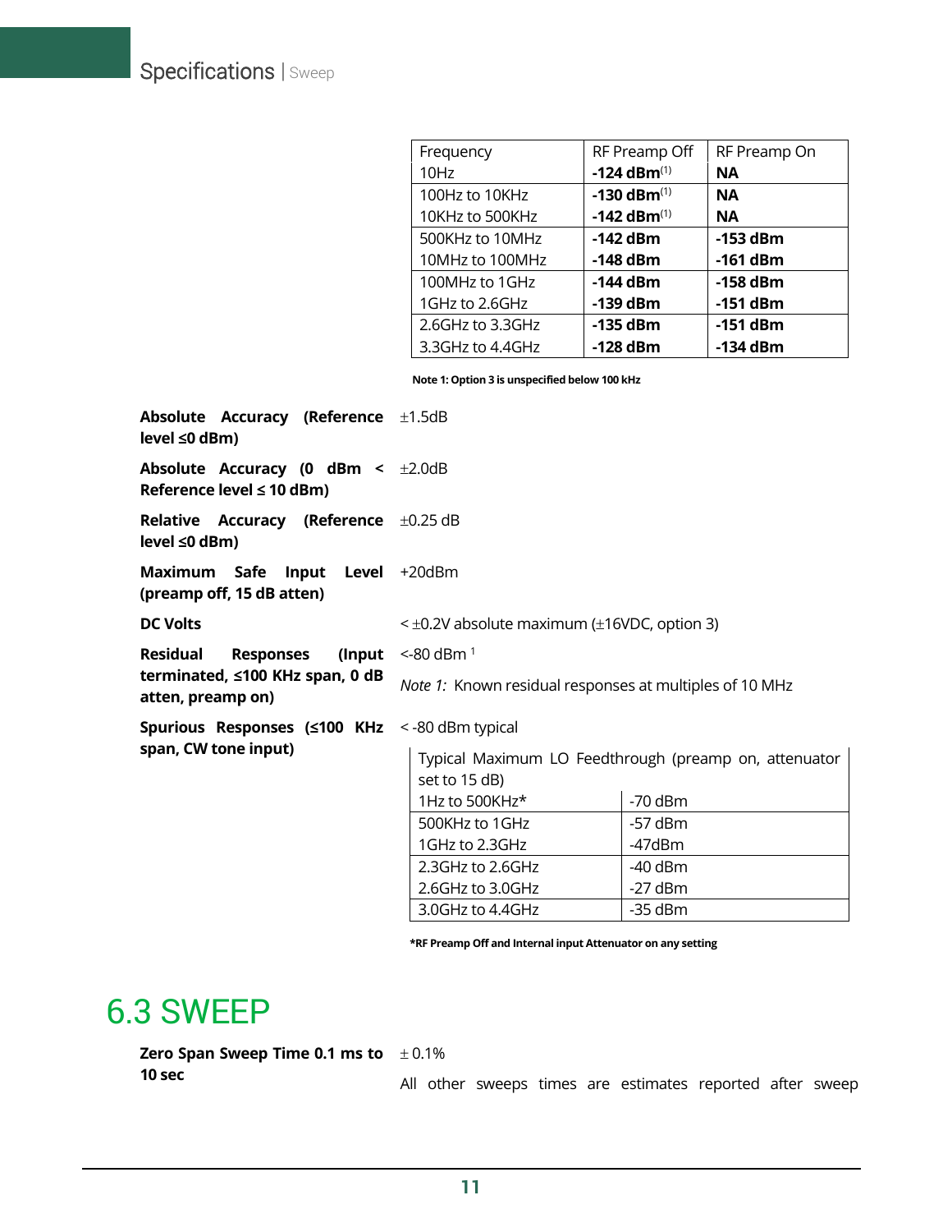| Frequency | RF Preamp Off | RF Preamp On |
|---|---|---|
| 10Hz | **-124 dBm**(1) | **NA** |
| 100Hz to 10KHz | **-130 dBm**(1) | **NA** |
| 10KHz to 500KHz | **-142 dBm**(1) | **NA** |
| 500KHz to 10MHz | **-142 dBm** | **-153 dBm** |
| 10MHz to 100MHz | **-148 dBm** | **-161 dBm** |
| 100MHz to 1GHz | **-144 dBm** | **-158 dBm** |
| 1GHz to 2.6GHz | **-139 dBm** | **-151 dBm** |
| 2.6GHz to 3.3GHz | **-135 dBm** | **-151 dBm** |
| 3.3GHz to 4.4GHz | **-128 dBm** | **-134 dBm** |

**Note 1: Option 3 is unspecified below 100 kHz**

**Absolute Accuracy (Reference level ≤0 dBm)** ±1.5dB

**Absolute Accuracy (0 dBm < Reference level ≤ 10 dBm)** ±2.0dB

**Relative Accuracy (Reference level ≤0 dBm)** ±0.25 dB

**Maximum Safe Input Level (preamp off, 15 dB atten)** +20dBm

**DC Volts** < ±0.2V absolute maximum (±16VDC, option 3)

**Residual Responses (Input terminated, ≤100 KHz span, 0 dB atten, preamp on)** <-80 dBm [1]

*Note 1:* Known residual responses at multiples of 10 MHz

**Spurious Responses (≤100 KHz span, CW tone input)** < -80 dBm typical

| Typical Maximum LO Feedthrough (preamp on, attenuator set to 15 dB) | |
|---|---|
| 1Hz to 500KHz* | -70 dBm |
| 500KHz to 1GHz | -57 dBm |
| 1GHz to 2.3GHz | -47dBm |
| 2.3GHz to 2.6GHz | -40 dBm |
| 2.6GHz to 3.0GHz | -27 dBm |
| 3.0GHz to 4.4GHz | -35 dBm |

***RF Preamp Off and Internal input Attenuator on any setting**

# 6.3 SWEEP

**Zero Span Sweep Time 0.1 ms to 10 sec** ± 0.1%

All other sweeps times are estimates reported after sweep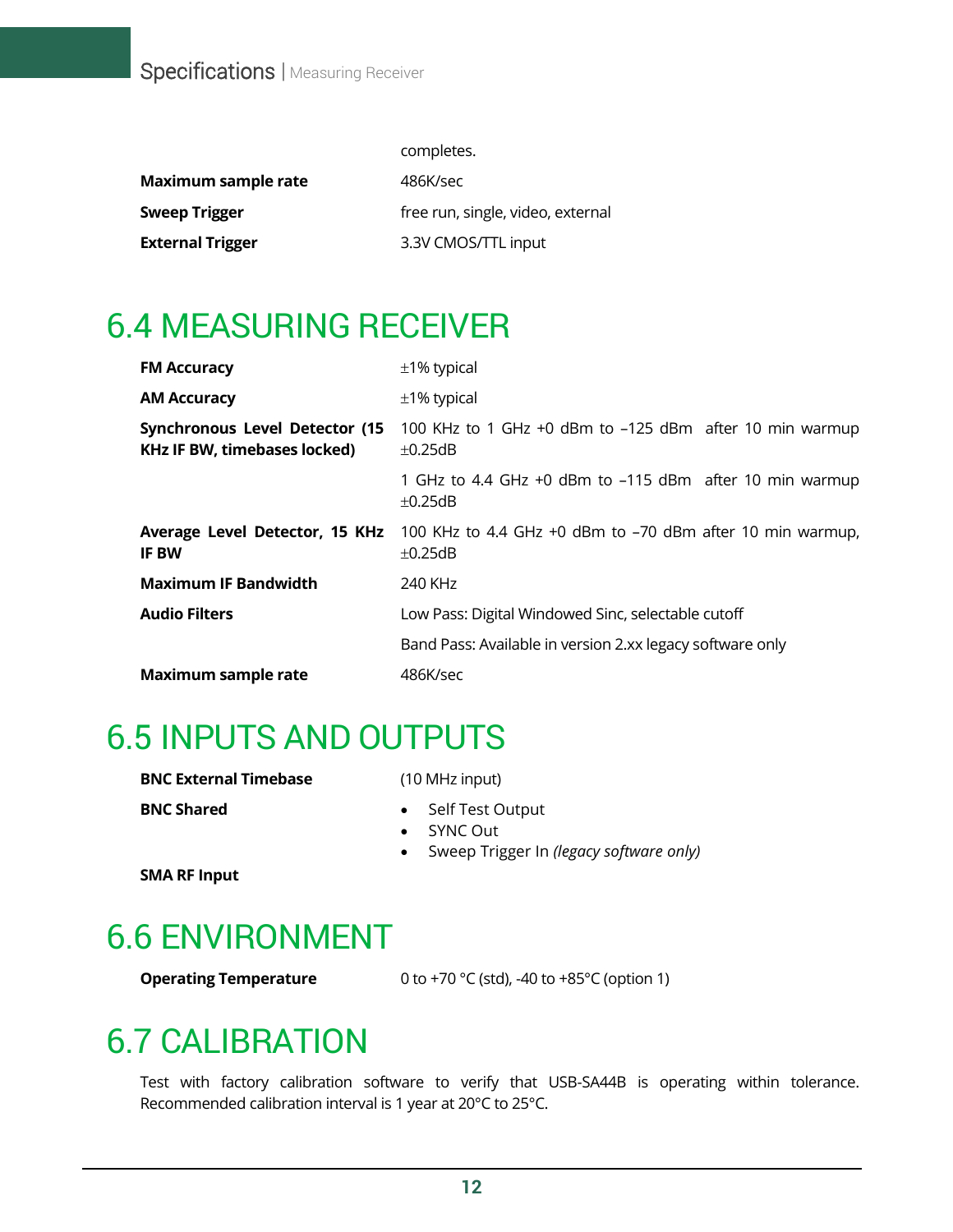| | |
|---|---|
| | completes. |
| **Maximum sample rate** | 486K/sec |
| **Sweep Trigger** | free run, single, video, external |
| **External Trigger** | 3.3V CMOS/TTL input |

# 6.4 MEASURING RECEIVER

| | |
|---|---|
| **FM Accuracy** | ±1% typical |
| **AM Accuracy** | ±1% typical |
| **Synchronous Level Detector (15 KHz IF BW, timebases locked)** | 100 KHz to 1 GHz +0 dBm to –125 dBm after 10 min warmup ±0.25dB |
| | 1 GHz to 4.4 GHz +0 dBm to –115 dBm after 10 min warmup ±0.25dB |
| **Average Level Detector, 15 KHz IF BW** | 100 KHz to 4.4 GHz +0 dBm to –70 dBm after 10 min warmup, ±0.25dB |
| **Maximum IF Bandwidth** | 240 KHz |
| **Audio Filters** | Low Pass: Digital Windowed Sinc, selectable cutoff |
| | Band Pass: Available in version 2.xx legacy software only |
| **Maximum sample rate** | 486K/sec |

# 6.5 INPUTS AND OUTPUTS

| | |
|---|---|
| **BNC External Timebase** | (10 MHz input) |
| **BNC Shared** | • Self Test Output<br>• SYNC Out<br>• Sweep Trigger In *(legacy software only)* |
| **SMA RF Input** | |

# 6.6 ENVIRONMENT

| | |
|---|---|
| **Operating Temperature** | 0 to +70 °C (std), -40 to +85°C (option 1) |

# 6.7 CALIBRATION

Test with factory calibration software to verify that USB-SA44B is operating within tolerance. Recommended calibration interval is 1 year at 20°C to 25°C.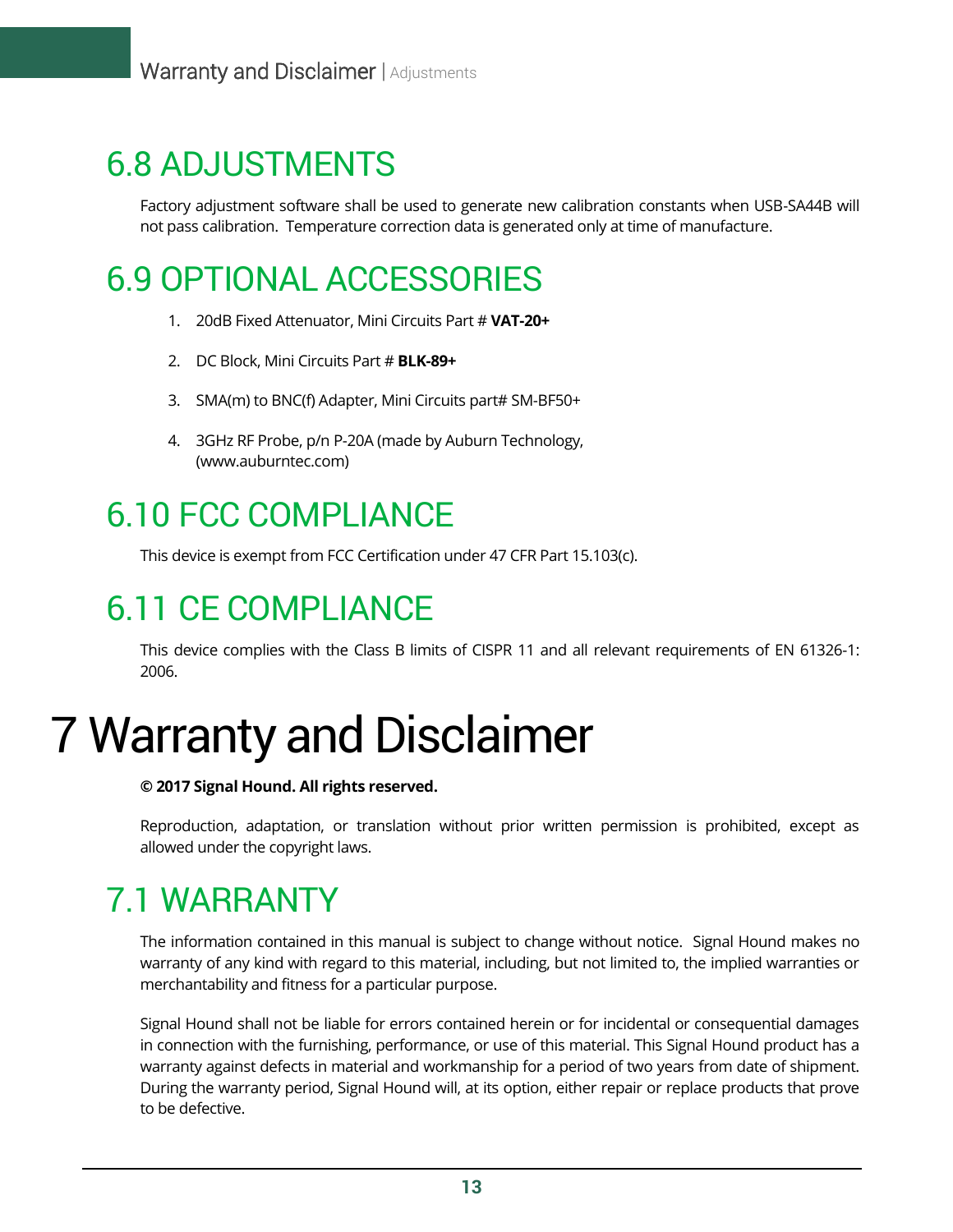## 6.8 ADJUSTMENTS

Factory adjustment software shall be used to generate new calibration constants when USB-SA44B will not pass calibration. Temperature correction data is generated only at time of manufacture.

## 6.9 OPTIONAL ACCESSORIES

1. 20dB Fixed Attenuator, Mini Circuits Part # **VAT-20+**
2. DC Block, Mini Circuits Part # **BLK-89+**
3. SMA(m) to BNC(f) Adapter, Mini Circuits part# SM-BF50+
4. 3GHz RF Probe, p/n P-20A (made by Auburn Technology, (www.auburntec.com)

## 6.10 FCC COMPLIANCE

This device is exempt from FCC Certification under 47 CFR Part 15.103(c).

## 6.11 CE COMPLIANCE

This device complies with the Class B limits of CISPR 11 and all relevant requirements of EN 61326-1: 2006.

# 7 Warranty and Disclaimer

**© 2017 Signal Hound. All rights reserved.**

Reproduction, adaptation, or translation without prior written permission is prohibited, except as allowed under the copyright laws.

## 7.1 WARRANTY

The information contained in this manual is subject to change without notice. Signal Hound makes no warranty of any kind with regard to this material, including, but not limited to, the implied warranties or merchantability and fitness for a particular purpose.

Signal Hound shall not be liable for errors contained herein or for incidental or consequential damages in connection with the furnishing, performance, or use of this material. This Signal Hound product has a warranty against defects in material and workmanship for a period of two years from date of shipment. During the warranty period, Signal Hound will, at its option, either repair or replace products that prove to be defective.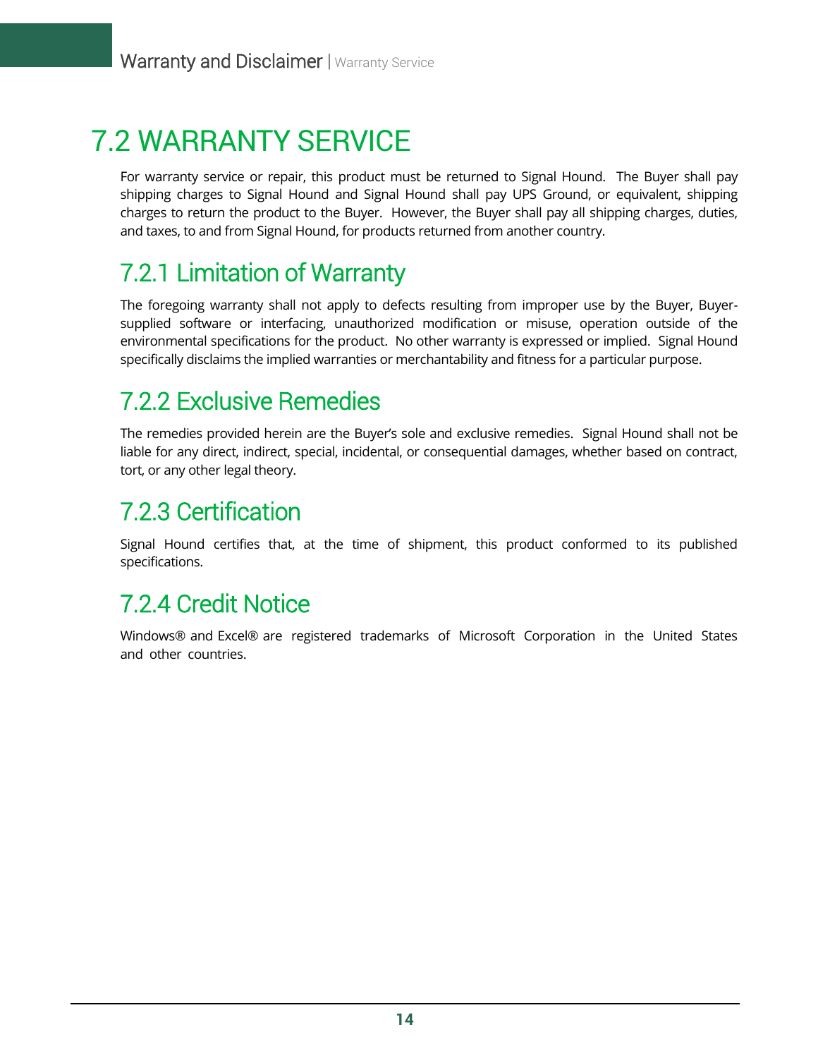## 7.2 WARRANTY SERVICE

For warranty service or repair, this product must be returned to Signal Hound. The Buyer shall pay shipping charges to Signal Hound and Signal Hound shall pay UPS Ground, or equivalent, shipping charges to return the product to the Buyer. However, the Buyer shall pay all shipping charges, duties, and taxes, to and from Signal Hound, for products returned from another country.

### 7.2.1 Limitation of Warranty

The foregoing warranty shall not apply to defects resulting from improper use by the Buyer, Buyer-supplied software or interfacing, unauthorized modification or misuse, operation outside of the environmental specifications for the product. No other warranty is expressed or implied. Signal Hound specifically disclaims the implied warranties or merchantability and fitness for a particular purpose.

### 7.2.2 Exclusive Remedies

The remedies provided herein are the Buyer's sole and exclusive remedies. Signal Hound shall not be liable for any direct, indirect, special, incidental, or consequential damages, whether based on contract, tort, or any other legal theory.

### 7.2.3 Certification

Signal Hound certifies that, at the time of shipment, this product conformed to its published specifications.

### 7.2.4 Credit Notice

Windows® and Excel® are registered trademarks of Microsoft Corporation in the United States and other countries.